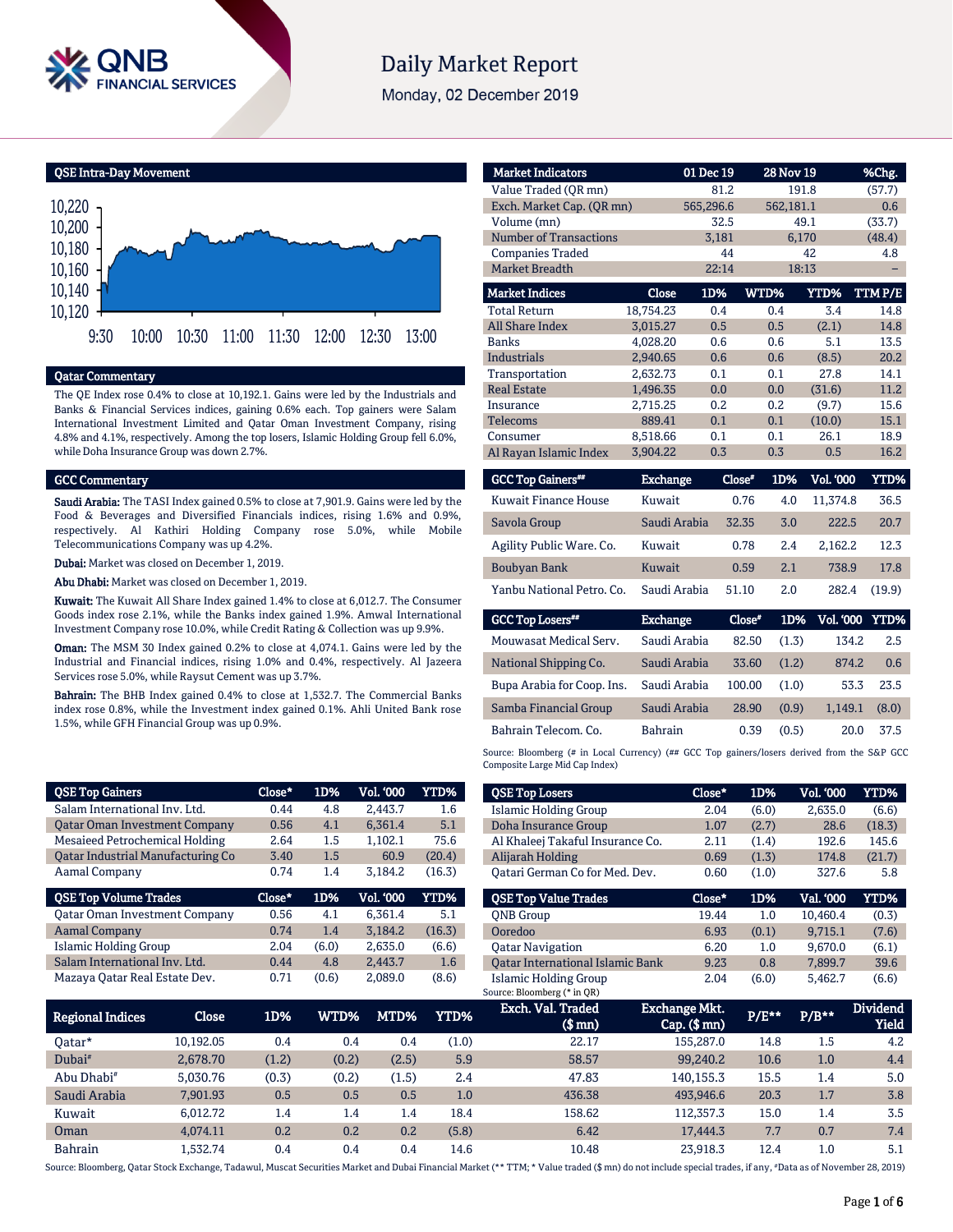# Daily Market Report

Monday, 02 December 2019

## QSE Intra-Day Movement

## Qatar Commentary

The QE Index rose 0.4% to close at 10,192.1. Gains were led by the Industrials and Banks & Financial Services indices, gaining 0.6% each. Top gainers were Salam International Investment Limited and Qatar Oman Investment Company, rising 4.8% and 4.1%, respectively. Among the top losers, Islamic Holding Group fell 6.0%, while Doha Insurance Group was down 2.7%.

## GCC Commentary

**Saudi Arabia:** The TASI Index gained 0.5% to close at 7,901.9. Gains were led by the Food & Beverages and Diversified Financials indices, rising 1.6% and 0.9%, respectively. Al Kathiri Holding Company rose 5.0%, while Mobile Telecommunications Company was up 4.2%.

**Dubai:** Market was closed on December 1, 2019.

**Abu Dhabi:** Market was closed on December 1, 2019.

**Kuwait:** The Kuwait All Share Index gained 1.4% to close at 6,012.7. The Consumer Goods index rose 2.1%, while the Banks index gained 1.9%. Amwal International Investment Company rose 10.0%, while Credit Rating & Collection was up 9.9%.

**Oman:** The MSM 30 Index gained 0.2% to close at 4,074.1. Gains were led by the Industrial and Financial indices, rising 1.0% and 0.4%, respectively. Al Jazeera Services rose 5.0%, while Raysut Cement was up 3.7%.

**Bahrain:** The BHB Index gained 0.4% to close at 1,532.7. The Commercial Banks index rose 0.8%, while the Investment index gained 0.1%. Ahli United Bank rose 1.5%, while GFH Financial Group was up 0.9%.

| Market Indicators | 01 Dec 19 | 28 Nov 19 | %Chg. |
|---|---|---|---|
| Value Traded (QR mn) | 81.2 | 191.8 | (57.7) |
| Exch. Market Cap. (QR mn) | 565,296.6 | 562,181.1 | 0.6 |
| Volume (mn) | 32.5 | 49.1 | (33.7) |
| Number of Transactions | 3,181 | 6,170 | (48.4) |
| Companies Traded | 44 | 42 | 4.8 |
| Market Breadth | 22:14 | 18:13 | – |

| Market Indices | Close | 1D% | WTD% | YTD% | TTM P/E |
|---|---|---|---|---|---|
| Total Return | 18,754.23 | 0.4 | 0.4 | 3.4 | 14.8 |
| All Share Index | 3,015.27 | 0.5 | 0.5 | (2.1) | 14.8 |
| Banks | 4,028.20 | 0.6 | 0.6 | 5.1 | 13.5 |
| Industrials | 2,940.65 | 0.6 | 0.6 | (8.5) | 20.2 |
| Transportation | 2,632.73 | 0.1 | 0.1 | 27.8 | 14.1 |
| Real Estate | 1,496.35 | 0.0 | 0.0 | (31.6) | 11.2 |
| Insurance | 2,715.25 | 0.2 | 0.2 | (9.7) | 15.6 |
| Telecoms | 889.41 | 0.1 | 0.1 | (10.0) | 15.1 |
| Consumer | 8,518.66 | 0.1 | 0.1 | 26.1 | 18.9 |
| Al Rayan Islamic Index | 3,904.22 | 0.3 | 0.3 | 0.5 | 16.2 |

| GCC Top Gainers## | Exchange | Close# | 1D% | Vol. '000 | YTD% |
|---|---|---|---|---|---|
| Kuwait Finance House | Kuwait | 0.76 | 4.0 | 11,374.8 | 36.5 |
| Savola Group | Saudi Arabia | 32.35 | 3.0 | 222.5 | 20.7 |
| Agility Public Ware. Co. | Kuwait | 0.78 | 2.4 | 2,162.2 | 12.3 |
| Boubyan Bank | Kuwait | 0.59 | 2.1 | 738.9 | 17.8 |
| Yanbu National Petro. Co. | Saudi Arabia | 51.10 | 2.0 | 282.4 | (19.9) |

| GCC Top Losers## | Exchange | Close# | 1D% | Vol. '000 | YTD% |
|---|---|---|---|---|---|
| Mouwasat Medical Serv. | Saudi Arabia | 82.50 | (1.3) | 134.2 | 2.5 |
| National Shipping Co. | Saudi Arabia | 33.60 | (1.2) | 874.2 | 0.6 |
| Bupa Arabia for Coop. Ins. | Saudi Arabia | 100.00 | (1.0) | 53.3 | 23.5 |
| Samba Financial Group | Saudi Arabia | 28.90 | (0.9) | 1,149.1 | (8.0) |
| Bahrain Telecom. Co. | Bahrain | 0.39 | (0.5) | 20.0 | 37.5 |

Source: Bloomberg (# in Local Currency) (## GCC Top gainers/losers derived from the S&P GCC Composite Large Mid Cap Index)

| QSE Top Gainers | Close* | 1D% | Vol. '000 | YTD% |
|---|---|---|---|---|
| Salam International Inv. Ltd. | 0.44 | 4.8 | 2,443.7 | 1.6 |
| Qatar Oman Investment Company | 0.56 | 4.1 | 6,361.4 | 5.1 |
| Mesaieed Petrochemical Holding | 2.64 | 1.5 | 1,102.1 | 75.6 |
| Qatar Industrial Manufacturing Co | 3.40 | 1.5 | 60.9 | (20.4) |
| Aamal Company | 0.74 | 1.4 | 3,184.2 | (16.3) |

| QSE Top Volume Trades | Close* | 1D% | Vol. '000 | YTD% |
|---|---|---|---|---|
| Qatar Oman Investment Company | 0.56 | 4.1 | 6,361.4 | 5.1 |
| Aamal Company | 0.74 | 1.4 | 3,184.2 | (16.3) |
| Islamic Holding Group | 2.04 | (6.0) | 2,635.0 | (6.6) |
| Salam International Inv. Ltd. | 0.44 | 4.8 | 2,443.7 | 1.6 |
| Mazaya Qatar Real Estate Dev. | 0.71 | (0.6) | 2,089.0 | (8.6) |

| QSE Top Losers | Close* | 1D% | Vol. '000 | YTD% |
|---|---|---|---|---|
| Islamic Holding Group | 2.04 | (6.0) | 2,635.0 | (6.6) |
| Doha Insurance Group | 1.07 | (2.7) | 28.6 | (18.3) |
| Al Khaleej Takaful Insurance Co. | 2.11 | (1.4) | 192.6 | 145.6 |
| Alijarah Holding | 0.69 | (1.3) | 174.8 | (21.7) |
| Qatari German Co for Med. Dev. | 0.60 | (1.0) | 327.6 | 5.8 |

| QSE Top Value Trades | Close* | 1D% | Val. '000 | YTD% |
|---|---|---|---|---|
| QNB Group | 19.44 | 1.0 | 10,460.4 | (0.3) |
| Ooredoo | 6.93 | (0.1) | 9,715.1 | (7.6) |
| Qatar Navigation | 6.20 | 1.0 | 9,670.0 | (6.1) |
| Qatar International Islamic Bank | 9.23 | 0.8 | 7,899.7 | 39.6 |
| Islamic Holding Group | 2.04 | (6.0) | 5,462.7 | (6.6) |

Source: Bloomberg (* in QR)

| Regional Indices | Close | 1D% | WTD% | MTD% | YTD% | Exch. Val. Traded ($ mn) | Exchange Mkt. Cap. ($ mn) | P/E** | P/B** | Dividend Yield |
|---|---|---|---|---|---|---|---|---|---|---|
| Qatar* | 10,192.05 | 0.4 | 0.4 | 0.4 | (1.0) | 22.17 | 155,287.0 | 14.8 | 1.5 | 4.2 |
| Dubai# | 2,678.70 | (1.2) | (0.2) | (2.5) | 5.9 | 58.57 | 99,240.2 | 10.6 | 1.0 | 4.4 |
| Abu Dhabi# | 5,030.76 | (0.3) | (0.2) | (1.5) | 2.4 | 47.83 | 140,155.3 | 15.5 | 1.4 | 5.0 |
| Saudi Arabia | 7,901.93 | 0.5 | 0.5 | 0.5 | 1.0 | 436.38 | 493,946.6 | 20.3 | 1.7 | 3.8 |
| Kuwait | 6,012.72 | 1.4 | 1.4 | 1.4 | 18.4 | 158.62 | 112,357.3 | 15.0 | 1.4 | 3.5 |
| Oman | 4,074.11 | 0.2 | 0.2 | 0.2 | (5.8) | 6.42 | 17,444.3 | 7.7 | 0.7 | 7.4 |
| Bahrain | 1,532.74 | 0.4 | 0.4 | 0.4 | 14.6 | 10.48 | 23,918.3 | 12.4 | 1.0 | 5.1 |

Source: Bloomberg, Qatar Stock Exchange, Tadawul, Muscat Securities Market and Dubai Financial Market (** TTM; * Value traded ($ mn) do not include special trades, if any, #Data as of November 28, 2019)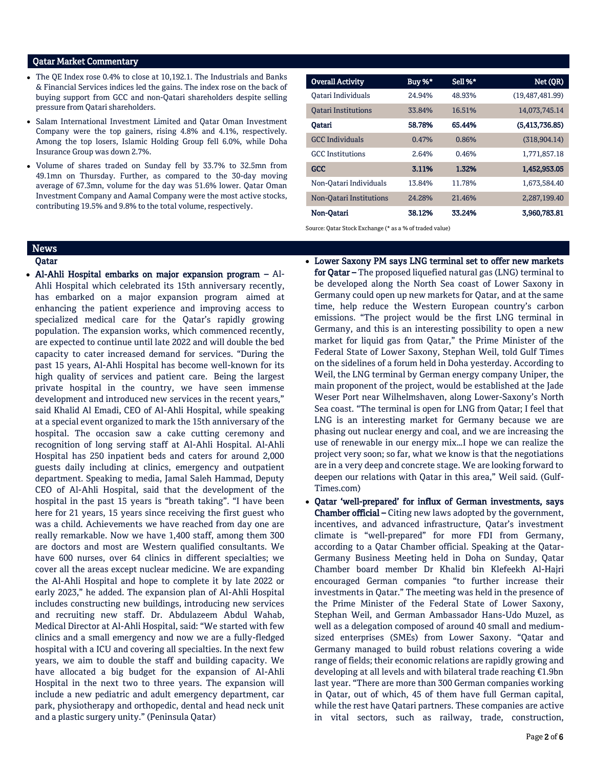## Qatar Market Commentary

- The QE Index rose 0.4% to close at 10,192.1. The Industrials and Banks & Financial Services indices led the gains. The index rose on the back of buying support from GCC and non-Qatari shareholders despite selling pressure from Qatari shareholders.
- Salam International Investment Limited and Qatar Oman Investment Company were the top gainers, rising 4.8% and 4.1%, respectively. Among the top losers, Islamic Holding Group fell 6.0%, while Doha Insurance Group was down 2.7%.
- Volume of shares traded on Sunday fell by 33.7% to 32.5mn from 49.1mn on Thursday. Further, as compared to the 30-day moving average of 67.3mn, volume for the day was 51.6% lower. Qatar Oman Investment Company and Aamal Company were the most active stocks, contributing 19.5% and 9.8% to the total volume, respectively.

| Overall Activity | Buy %* | Sell %* | Net (QR) |
|---|---|---|---|
| Qatari Individuals | 24.94% | 48.93% | (19,487,481.99) |
| Qatari Institutions | 33.84% | 16.51% | 14,073,745.14 |
| **Qatari** | **58.78%** | **65.44%** | **(5,413,736.85)** |
| GCC Individuals | 0.47% | 0.86% | (318,904.14) |
| GCC Institutions | 2.64% | 0.46% | 1,771,857.18 |
| **GCC** | **3.11%** | **1.32%** | **1,452,953.05** |
| Non-Qatari Individuals | 13.84% | 11.78% | 1,673,584.40 |
| Non-Qatari Institutions | 24.28% | 21.46% | 2,287,199.40 |
| **Non-Qatari** | **38.12%** | **33.24%** | **3,960,783.81** |

Source: Qatar Stock Exchange (* as a % of traded value)

## News

### Qatar

- **Al-Ahli Hospital embarks on major expansion program –** Al-Ahli Hospital which celebrated its 15th anniversary recently, has embarked on a major expansion program aimed at enhancing the patient experience and improving access to specialized medical care for the Qatar's rapidly growing population. The expansion works, which commenced recently, are expected to continue until late 2022 and will double the bed capacity to cater increased demand for services. "During the past 15 years, Al-Ahli Hospital has become well-known for its high quality of services and patient care. Being the largest private hospital in the country, we have seen immense development and introduced new services in the recent years," said Khalid Al Emadi, CEO of Al-Ahli Hospital, while speaking at a special event organized to mark the 15th anniversary of the hospital. The occasion saw a cake cutting ceremony and recognition of long serving staff at Al-Ahli Hospital. Al-Ahli Hospital has 250 inpatient beds and caters for around 2,000 guests daily including at clinics, emergency and outpatient department. Speaking to media, Jamal Saleh Hammad, Deputy CEO of Al-Ahli Hospital, said that the development of the hospital in the past 15 years is "breath taking". "I have been here for 21 years, 15 years since receiving the first guest who was a child. Achievements we have reached from day one are really remarkable. Now we have 1,400 staff, among them 300 are doctors and most are Western qualified consultants. We have 600 nurses, over 64 clinics in different specialties; we cover all the areas except nuclear medicine. We are expanding the Al-Ahli Hospital and hope to complete it by late 2022 or early 2023," he added. The expansion plan of Al-Ahli Hospital includes constructing new buildings, introducing new services and recruiting new staff. Dr. Abdulazeem Abdul Wahab, Medical Director at Al-Ahli Hospital, said: "We started with few clinics and a small emergency and now we are a fully-fledged hospital with a ICU and covering all specialties. In the next few years, we aim to double the staff and building capacity. We have allocated a big budget for the expansion of Al-Ahli Hospital in the next two to three years. The expansion will include a new pediatric and adult emergency department, car park, physiotherapy and orthopedic, dental and head neck unit and a plastic surgery unity." (Peninsula Qatar)
- **Lower Saxony PM says LNG terminal set to offer new markets for Qatar –** The proposed liquefied natural gas (LNG) terminal to be developed along the North Sea coast of Lower Saxony in Germany could open up new markets for Qatar, and at the same time, help reduce the Western European country's carbon emissions. "The project would be the first LNG terminal in Germany, and this is an interesting possibility to open a new market for liquid gas from Qatar," the Prime Minister of the Federal State of Lower Saxony, Stephan Weil, told Gulf Times on the sidelines of a forum held in Doha yesterday. According to Weil, the LNG terminal by German energy company Uniper, the main proponent of the project, would be established at the Jade Weser Port near Wilhelmshaven, along Lower-Saxony's North Sea coast. "The terminal is open for LNG from Qatar; I feel that LNG is an interesting market for Germany because we are phasing out nuclear energy and coal, and we are increasing the use of renewable in our energy mix…I hope we can realize the project very soon; so far, what we know is that the negotiations are in a very deep and concrete stage. We are looking forward to deepen our relations with Qatar in this area," Weil said. (Gulf-Times.com)
- **Qatar 'well-prepared' for influx of German investments, says Chamber official –** Citing new laws adopted by the government, incentives, and advanced infrastructure, Qatar's investment climate is "well-prepared" for more FDI from Germany, according to a Qatar Chamber official. Speaking at the Qatar-Germany Business Meeting held in Doha on Sunday, Qatar Chamber board member Dr Khalid bin Klefeekh Al-Hajri encouraged German companies "to further increase their investments in Qatar." The meeting was held in the presence of the Prime Minister of the Federal State of Lower Saxony, Stephan Weil, and German Ambassador Hans-Udo Muzel, as well as a delegation composed of around 40 small and medium-sized enterprises (SMEs) from Lower Saxony. "Qatar and Germany managed to build robust relations covering a wide range of fields; their economic relations are rapidly growing and developing at all levels and with bilateral trade reaching €1.9bn last year. "There are more than 300 German companies working in Qatar, out of which, 45 of them have full German capital, while the rest have Qatari partners. These companies are active in vital sectors, such as railway, trade, construction,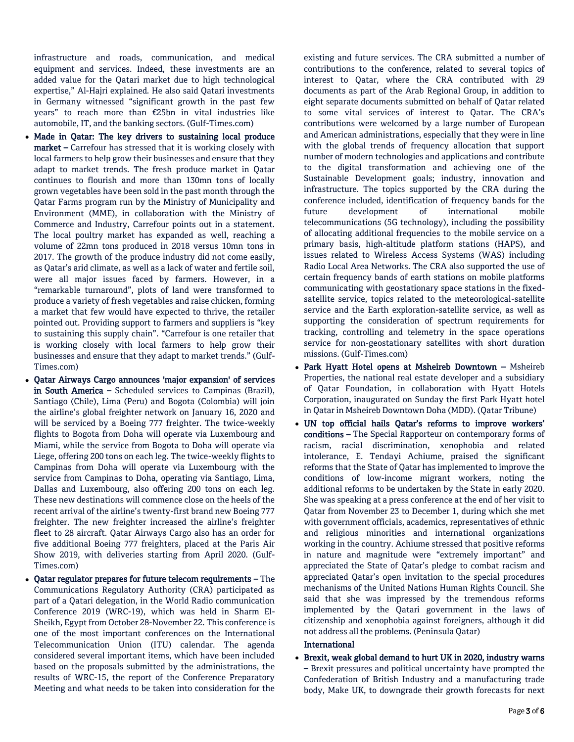infrastructure and roads, communication, and medical equipment and services. Indeed, these investments are an added value for the Qatari market due to high technological expertise," Al-Hajri explained. He also said Qatari investments in Germany witnessed "significant growth in the past few years" to reach more than €25bn in vital industries like automobile, IT, and the banking sectors. (Gulf-Times.com)

- **Made in Qatar: The key drivers to sustaining local produce market –** Carrefour has stressed that it is working closely with local farmers to help grow their businesses and ensure that they adapt to market trends. The fresh produce market in Qatar continues to flourish and more than 130mn tons of locally grown vegetables have been sold in the past month through the Qatar Farms program run by the Ministry of Municipality and Environment (MME), in collaboration with the Ministry of Commerce and Industry, Carrefour points out in a statement. The local poultry market has expanded as well, reaching a volume of 22mn tons produced in 2018 versus 10mn tons in 2017. The growth of the produce industry did not come easily, as Qatar's arid climate, as well as a lack of water and fertile soil, were all major issues faced by farmers. However, in a "remarkable turnaround", plots of land were transformed to produce a variety of fresh vegetables and raise chicken, forming a market that few would have expected to thrive, the retailer pointed out. Providing support to farmers and suppliers is "key to sustaining this supply chain". "Carrefour is one retailer that is working closely with local farmers to help grow their businesses and ensure that they adapt to market trends." (Gulf-Times.com)
- **Qatar Airways Cargo announces 'major expansion' of services in South America –** Scheduled services to Campinas (Brazil), Santiago (Chile), Lima (Peru) and Bogota (Colombia) will join the airline's global freighter network on January 16, 2020 and will be serviced by a Boeing 777 freighter. The twice-weekly flights to Bogota from Doha will operate via Luxembourg and Miami, while the service from Bogota to Doha will operate via Liege, offering 200 tons on each leg. The twice-weekly flights to Campinas from Doha will operate via Luxembourg with the service from Campinas to Doha, operating via Santiago, Lima, Dallas and Luxembourg, also offering 200 tons on each leg. These new destinations will commence close on the heels of the recent arrival of the airline's twenty-first brand new Boeing 777 freighter. The new freighter increased the airline's freighter fleet to 28 aircraft. Qatar Airways Cargo also has an order for five additional Boeing 777 freighters, placed at the Paris Air Show 2019, with deliveries starting from April 2020. (Gulf-Times.com)
- **Qatar regulator prepares for future telecom requirements –** The Communications Regulatory Authority (CRA) participated as part of a Qatari delegation, in the World Radio communication Conference 2019 (WRC-19), which was held in Sharm El-Sheikh, Egypt from October 28-November 22. This conference is one of the most important conferences on the International Telecommunication Union (ITU) calendar. The agenda considered several important items, which have been included based on the proposals submitted by the administrations, the results of WRC-15, the report of the Conference Preparatory Meeting and what needs to be taken into consideration for the existing and future services. The CRA submitted a number of contributions to the conference, related to several topics of interest to Qatar, where the CRA contributed with 29 documents as part of the Arab Regional Group, in addition to eight separate documents submitted on behalf of Qatar related to some vital services of interest to Qatar. The CRA's contributions were welcomed by a large number of European and American administrations, especially that they were in line with the global trends of frequency allocation that support number of modern technologies and applications and contribute to the digital transformation and achieving one of the Sustainable Development goals; industry, innovation and infrastructure. The topics supported by the CRA during the conference included, identification of frequency bands for the future development of international mobile telecommunications (5G technology), including the possibility of allocating additional frequencies to the mobile service on a primary basis, high-altitude platform stations (HAPS), and issues related to Wireless Access Systems (WAS) including Radio Local Area Networks. The CRA also supported the use of certain frequency bands of earth stations on mobile platforms communicating with geostationary space stations in the fixed-satellite service, topics related to the meteorological-satellite service and the Earth exploration-satellite service, as well as supporting the consideration of spectrum requirements for tracking, controlling and telemetry in the space operations service for non-geostationary satellites with short duration missions. (Gulf-Times.com)
- **Park Hyatt Hotel opens at Msheireb Downtown –** Msheireb Properties, the national real estate developer and a subsidiary of Qatar Foundation, in collaboration with Hyatt Hotels Corporation, inaugurated on Sunday the first Park Hyatt hotel in Qatar in Msheireb Downtown Doha (MDD). (Qatar Tribune)
- **UN top official hails Qatar's reforms to improve workers' conditions –** The Special Rapporteur on contemporary forms of racism, racial discrimination, xenophobia and related intolerance, E. Tendayi Achiume, praised the significant reforms that the State of Qatar has implemented to improve the conditions of low-income migrant workers, noting the additional reforms to be undertaken by the State in early 2020. She was speaking at a press conference at the end of her visit to Qatar from November 23 to December 1, during which she met with government officials, academics, representatives of ethnic and religious minorities and international organizations working in the country. Achiume stressed that positive reforms in nature and magnitude were "extremely important" and appreciated the State of Qatar's pledge to combat racism and appreciated Qatar's open invitation to the special procedures mechanisms of the United Nations Human Rights Council. She said that she was impressed by the tremendous reforms implemented by the Qatari government in the laws of citizenship and xenophobia against foreigners, although it did not address all the problems. (Peninsula Qatar)

**International**

- **Brexit, weak global demand to hurt UK in 2020, industry warns –** Brexit pressures and political uncertainty have prompted the Confederation of British Industry and a manufacturing trade body, Make UK, to downgrade their growth forecasts for next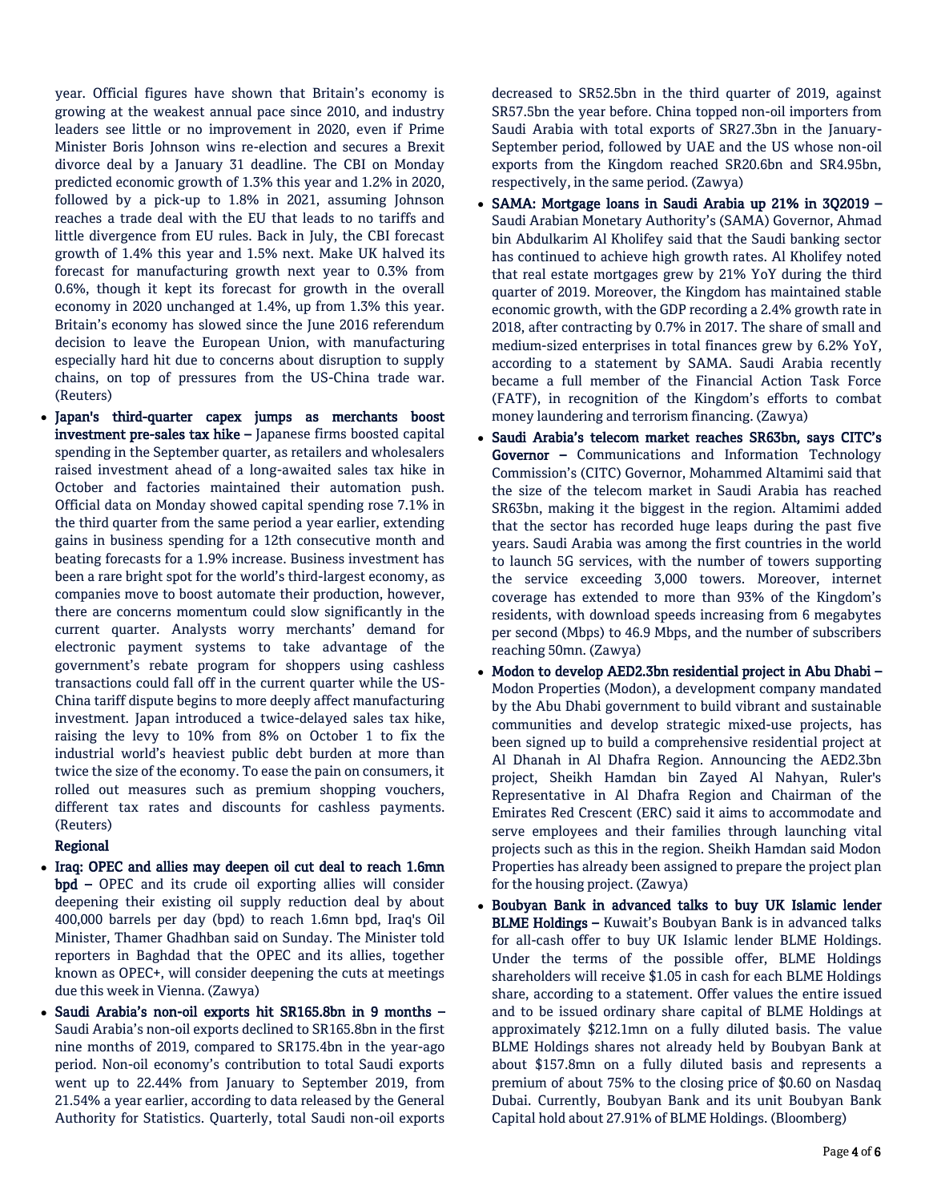year. Official figures have shown that Britain's economy is growing at the weakest annual pace since 2010, and industry leaders see little or no improvement in 2020, even if Prime Minister Boris Johnson wins re-election and secures a Brexit divorce deal by a January 31 deadline. The CBI on Monday predicted economic growth of 1.3% this year and 1.2% in 2020, followed by a pick-up to 1.8% in 2021, assuming Johnson reaches a trade deal with the EU that leads to no tariffs and little divergence from EU rules. Back in July, the CBI forecast growth of 1.4% this year and 1.5% next. Make UK halved its forecast for manufacturing growth next year to 0.3% from 0.6%, though it kept its forecast for growth in the overall economy in 2020 unchanged at 1.4%, up from 1.3% this year. Britain's economy has slowed since the June 2016 referendum decision to leave the European Union, with manufacturing especially hard hit due to concerns about disruption to supply chains, on top of pressures from the US-China trade war. (Reuters)

- **Japan's third-quarter capex jumps as merchants boost investment pre-sales tax hike –** Japanese firms boosted capital spending in the September quarter, as retailers and wholesalers raised investment ahead of a long-awaited sales tax hike in October and factories maintained their automation push. Official data on Monday showed capital spending rose 7.1% in the third quarter from the same period a year earlier, extending gains in business spending for a 12th consecutive month and beating forecasts for a 1.9% increase. Business investment has been a rare bright spot for the world's third-largest economy, as companies move to boost automate their production, however, there are concerns momentum could slow significantly in the current quarter. Analysts worry merchants' demand for electronic payment systems to take advantage of the government's rebate program for shoppers using cashless transactions could fall off in the current quarter while the US-China tariff dispute begins to more deeply affect manufacturing investment. Japan introduced a twice-delayed sales tax hike, raising the levy to 10% from 8% on October 1 to fix the industrial world's heaviest public debt burden at more than twice the size of the economy. To ease the pain on consumers, it rolled out measures such as premium shopping vouchers, different tax rates and discounts for cashless payments. (Reuters)

**Regional**

- **Iraq: OPEC and allies may deepen oil cut deal to reach 1.6mn bpd –** OPEC and its crude oil exporting allies will consider deepening their existing oil supply reduction deal by about 400,000 barrels per day (bpd) to reach 1.6mn bpd, Iraq's Oil Minister, Thamer Ghadhban said on Sunday. The Minister told reporters in Baghdad that the OPEC and its allies, together known as OPEC+, will consider deepening the cuts at meetings due this week in Vienna. (Zawya)
- **Saudi Arabia's non-oil exports hit SR165.8bn in 9 months –** Saudi Arabia's non-oil exports declined to SR165.8bn in the first nine months of 2019, compared to SR175.4bn in the year-ago period. Non-oil economy's contribution to total Saudi exports went up to 22.44% from January to September 2019, from 21.54% a year earlier, according to data released by the General Authority for Statistics. Quarterly, total Saudi non-oil exports decreased to SR52.5bn in the third quarter of 2019, against SR57.5bn the year before. China topped non-oil importers from Saudi Arabia with total exports of SR27.3bn in the January-September period, followed by UAE and the US whose non-oil exports from the Kingdom reached SR20.6bn and SR4.95bn, respectively, in the same period. (Zawya)
- **SAMA: Mortgage loans in Saudi Arabia up 21% in 3Q2019 –** Saudi Arabian Monetary Authority's (SAMA) Governor, Ahmad bin Abdulkarim Al Kholifey said that the Saudi banking sector has continued to achieve high growth rates. Al Kholifey noted that real estate mortgages grew by 21% YoY during the third quarter of 2019. Moreover, the Kingdom has maintained stable economic growth, with the GDP recording a 2.4% growth rate in 2018, after contracting by 0.7% in 2017. The share of small and medium-sized enterprises in total finances grew by 6.2% YoY, according to a statement by SAMA. Saudi Arabia recently became a full member of the Financial Action Task Force (FATF), in recognition of the Kingdom's efforts to combat money laundering and terrorism financing. (Zawya)
- **Saudi Arabia's telecom market reaches SR63bn, says CITC's Governor –** Communications and Information Technology Commission's (CITC) Governor, Mohammed Altamimi said that the size of the telecom market in Saudi Arabia has reached SR63bn, making it the biggest in the region. Altamimi added that the sector has recorded huge leaps during the past five years. Saudi Arabia was among the first countries in the world to launch 5G services, with the number of towers supporting the service exceeding 3,000 towers. Moreover, internet coverage has extended to more than 93% of the Kingdom's residents, with download speeds increasing from 6 megabytes per second (Mbps) to 46.9 Mbps, and the number of subscribers reaching 50mn. (Zawya)
- **Modon to develop AED2.3bn residential project in Abu Dhabi –** Modon Properties (Modon), a development company mandated by the Abu Dhabi government to build vibrant and sustainable communities and develop strategic mixed-use projects, has been signed up to build a comprehensive residential project at Al Dhanah in Al Dhafra Region. Announcing the AED2.3bn project, Sheikh Hamdan bin Zayed Al Nahyan, Ruler's Representative in Al Dhafra Region and Chairman of the Emirates Red Crescent (ERC) said it aims to accommodate and serve employees and their families through launching vital projects such as this in the region. Sheikh Hamdan said Modon Properties has already been assigned to prepare the project plan for the housing project. (Zawya)
- **Boubyan Bank in advanced talks to buy UK Islamic lender BLME Holdings –** Kuwait's Boubyan Bank is in advanced talks for all-cash offer to buy UK Islamic lender BLME Holdings. Under the terms of the possible offer, BLME Holdings shareholders will receive $1.05 in cash for each BLME Holdings share, according to a statement. Offer values the entire issued and to be issued ordinary share capital of BLME Holdings at approximately $212.1mn on a fully diluted basis. The value BLME Holdings shares not already held by Boubyan Bank at about $157.8mn on a fully diluted basis and represents a premium of about 75% to the closing price of $0.60 on Nasdaq Dubai. Currently, Boubyan Bank and its unit Boubyan Bank Capital hold about 27.91% of BLME Holdings. (Bloomberg)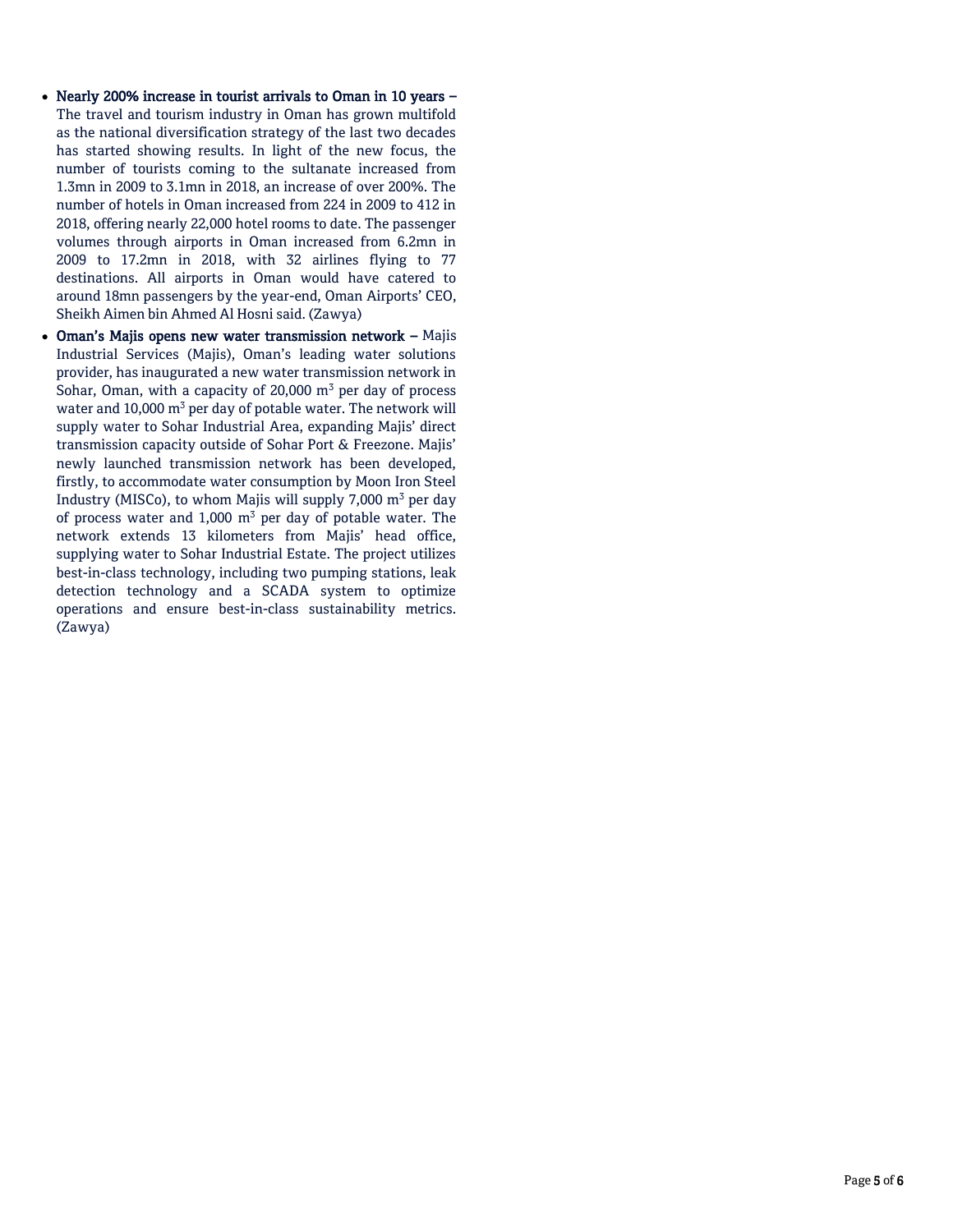- **Nearly 200% increase in tourist arrivals to Oman in 10 years –** The travel and tourism industry in Oman has grown multifold as the national diversification strategy of the last two decades has started showing results. In light of the new focus, the number of tourists coming to the sultanate increased from 1.3mn in 2009 to 3.1mn in 2018, an increase of over 200%. The number of hotels in Oman increased from 224 in 2009 to 412 in 2018, offering nearly 22,000 hotel rooms to date. The passenger volumes through airports in Oman increased from 6.2mn in 2009 to 17.2mn in 2018, with 32 airlines flying to 77 destinations. All airports in Oman would have catered to around 18mn passengers by the year-end, Oman Airports' CEO, Sheikh Aimen bin Ahmed Al Hosni said. (Zawya)
- **Oman's Majis opens new water transmission network –** Majis Industrial Services (Majis), Oman's leading water solutions provider, has inaugurated a new water transmission network in Sohar, Oman, with a capacity of 20,000 $m^3$ per day of process water and 10,000 $m^3$ per day of potable water. The network will supply water to Sohar Industrial Area, expanding Majis' direct transmission capacity outside of Sohar Port & Freezone. Majis' newly launched transmission network has been developed, firstly, to accommodate water consumption by Moon Iron Steel Industry (MISCo), to whom Majis will supply 7,000 $m^3$ per day of process water and 1,000 $m^3$ per day of potable water. The network extends 13 kilometers from Majis' head office, supplying water to Sohar Industrial Estate. The project utilizes best-in-class technology, including two pumping stations, leak detection technology and a SCADA system to optimize operations and ensure best-in-class sustainability metrics. (Zawya)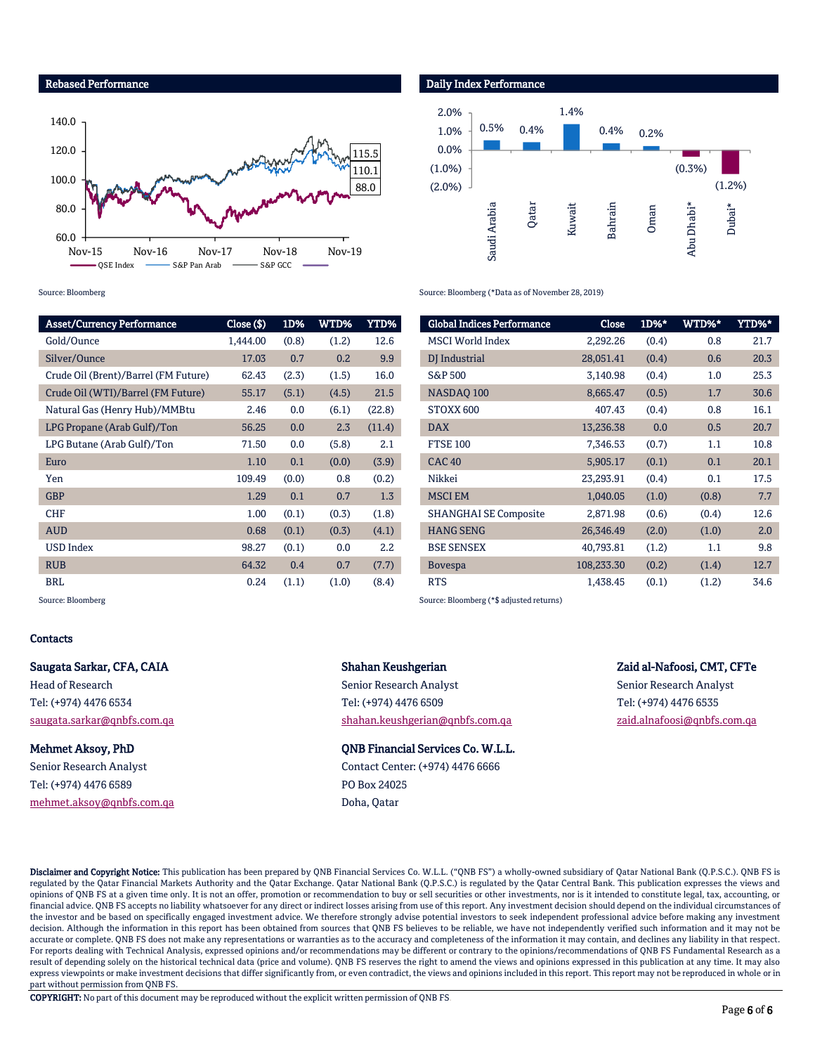## Rebased Performance

140.0
120.0
100.0
80.0
60.0

Nov-15 Nov-16 Nov-17 Nov-18 Nov-19

115.5
110.1
88.0

QSE Index S&P Pan Arab S&P GCC

Source: Bloomberg

## Daily Index Performance

2.0%
1.0%
0.0%
(1.0%)
(2.0%)

0.5% 0.4% 1.4% 0.4% 0.2% (0.3%) (1.2%)

Saudi Arabia Qatar Kuwait Bahrain Oman Abu Dhabi* Dubai*

Source: Bloomberg (*Data as of November 28, 2019)

| Asset/Currency Performance | Close ($) | 1D% | WTD% | YTD% |
|---|---|---|---|---|
| Gold/Ounce | 1,444.00 | (0.8) | (1.2) | 12.6 |
| Silver/Ounce | 17.03 | 0.7 | 0.2 | 9.9 |
| Crude Oil (Brent)/Barrel (FM Future) | 62.43 | (2.3) | (1.5) | 16.0 |
| Crude Oil (WTI)/Barrel (FM Future) | 55.17 | (5.1) | (4.5) | 21.5 |
| Natural Gas (Henry Hub)/MMBtu | 2.46 | 0.0 | (6.1) | (22.8) |
| LPG Propane (Arab Gulf)/Ton | 56.25 | 0.0 | 2.3 | (11.4) |
| LPG Butane (Arab Gulf)/Ton | 71.50 | 0.0 | (5.8) | 2.1 |
| Euro | 1.10 | 0.1 | (0.0) | (3.9) |
| Yen | 109.49 | (0.0) | 0.8 | (0.2) |
| GBP | 1.29 | 0.1 | 0.7 | 1.3 |
| CHF | 1.00 | (0.1) | (0.3) | (1.8) |
| AUD | 0.68 | (0.1) | (0.3) | (4.1) |
| USD Index | 98.27 | (0.1) | 0.0 | 2.2 |
| RUB | 64.32 | 0.4 | 0.7 | (7.7) |
| BRL | 0.24 | (1.1) | (1.0) | (8.4) |

Source: Bloomberg

| Global Indices Performance | Close | 1D%* | WTD%* | YTD%* |
|---|---|---|---|---|
| MSCI World Index | 2,292.26 | (0.4) | 0.8 | 21.7 |
| DJ Industrial | 28,051.41 | (0.4) | 0.6 | 20.3 |
| S&P 500 | 3,140.98 | (0.4) | 1.0 | 25.3 |
| NASDAQ 100 | 8,665.47 | (0.5) | 1.7 | 30.6 |
| STOXX 600 | 407.43 | (0.4) | 0.8 | 16.1 |
| DAX | 13,236.38 | 0.0 | 0.5 | 20.7 |
| FTSE 100 | 7,346.53 | (0.7) | 1.1 | 10.8 |
| CAC 40 | 5,905.17 | (0.1) | 0.1 | 20.1 |
| Nikkei | 23,293.91 | (0.4) | 0.1 | 17.5 |
| MSCI EM | 1,040.05 | (1.0) | (0.8) | 7.7 |
| SHANGHAI SE Composite | 2,871.98 | (0.6) | (0.4) | 12.6 |
| HANG SENG | 26,346.49 | (2.0) | (1.0) | 2.0 |
| BSE SENSEX | 40,793.81 | (1.2) | 1.1 | 9.8 |
| Bovespa | 108,233.30 | (0.2) | (1.4) | 12.7 |
| RTS | 1,438.45 | (0.1) | (1.2) | 34.6 |

Source: Bloomberg (*$ adjusted returns)

## Contacts

**Saugata Sarkar, CFA, CAIA**
Head of Research
Tel: (+974) 4476 6534
saugata.sarkar@qnbfs.com.qa

**Shahan Keushgerian**
Senior Research Analyst
Tel: (+974) 4476 6509
shahan.keushgerian@qnbfs.com.qa

**Zaid al-Nafoosi, CMT, CFTe**
Senior Research Analyst
Tel: (+974) 4476 6535
zaid.alnafoosi@qnbfs.com.qa

**Mehmet Aksoy, PhD**
Senior Research Analyst
Tel: (+974) 4476 6589
mehmet.aksoy@qnbfs.com.qa

**QNB Financial Services Co. W.L.L.**
Contact Center: (+974) 4476 6666
PO Box 24025
Doha, Qatar

**Disclaimer and Copyright Notice:** This publication has been prepared by QNB Financial Services Co. W.L.L. ("QNB FS") a wholly-owned subsidiary of Qatar National Bank (Q.P.S.C.). QNB FS is regulated by the Qatar Financial Markets Authority and the Qatar Exchange. Qatar National Bank (Q.P.S.C.) is regulated by the Qatar Central Bank. This publication expresses the views and opinions of QNB FS at a given time only. It is not an offer, promotion or recommendation to buy or sell securities or other investments, nor is it intended to constitute legal, tax, accounting, or financial advice. QNB FS accepts no liability whatsoever for any direct or indirect losses arising from use of this report. Any investment decision should depend on the individual circumstances of the investor and be based on specifically engaged investment advice. We therefore strongly advise potential investors to seek independent professional advice before making any investment decision. Although the information in this report has been obtained from sources that QNB FS believes to be reliable, we have not independently verified such information and it may not be accurate or complete. QNB FS does not make any representations or warranties as to the accuracy and completeness of the information it may contain, and declines any liability in that respect. For reports dealing with Technical Analysis, expressed opinions and/or recommendations may be different or contrary to the opinions/recommendations of QNB FS Fundamental Research as a result of depending solely on the historical technical data (price and volume). QNB FS reserves the right to amend the views and opinions expressed in this publication at any time. It may also express viewpoints or make investment decisions that differ significantly from, or even contradict, the views and opinions included in this report. This report may not be reproduced in whole or in part without permission from QNB FS.

**COPYRIGHT:** No part of this document may be reproduced without the explicit permission of QNB FS